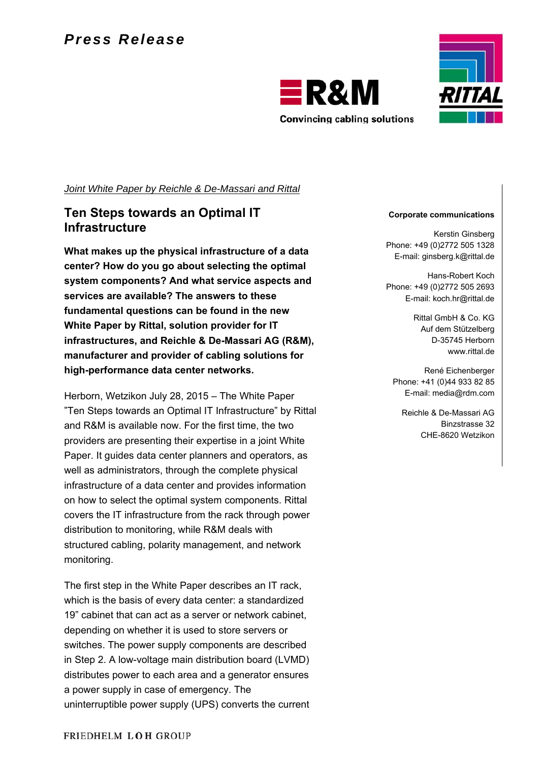# Press Release

**R&M**

Convincing cabling solutions

RITTAL

*Joint White Paper by Reichle & De-Massari and Rittal*

## Ten Steps towards an Optimal IT Infrastructure

**What makes up the physical infrastructure of a data center? How do you go about selecting the optimal system components? And what service aspects and services are available? The answers to these fundamental questions can be found in the new White Paper by Rittal, solution provider for IT infrastructures, and Reichle & De-Massari AG (R&M), manufacturer and provider of cabling solutions for high-performance data center networks.**

Herborn, Wetzikon July 28, 2015 – The White Paper "Ten Steps towards an Optimal IT Infrastructure" by Rittal and R&M is available now. For the first time, the two providers are presenting their expertise in a joint White Paper. It guides data center planners and operators, as well as administrators, through the complete physical infrastructure of a data center and provides information on how to select the optimal system components. Rittal covers the IT infrastructure from the rack through power distribution to monitoring, while R&M deals with structured cabling, polarity management, and network monitoring.

The first step in the White Paper describes an IT rack, which is the basis of every data center: a standardized 19" cabinet that can act as a server or network cabinet, depending on whether it is used to store servers or switches. The power supply components are described in Step 2. A low-voltage main distribution board (LVMD) distributes power to each area and a generator ensures a power supply in case of emergency. The uninterruptible power supply (UPS) converts the current

**Corporate communications**

Kerstin Ginsberg
Phone: +49 (0)2772 505 1328
E-mail: ginsberg.k@rittal.de

Hans-Robert Koch
Phone: +49 (0)2772 505 2693
E-mail: koch.hr@rittal.de

Rittal GmbH & Co. KG
Auf dem Stützelberg
D-35745 Herborn
www.rittal.de

René Eichenberger
Phone: +41 (0)44 933 82 85
E-mail: media@rdm.com

Reichle & De-Massari AG
Binzstrasse 32
CHE-8620 Wetzikon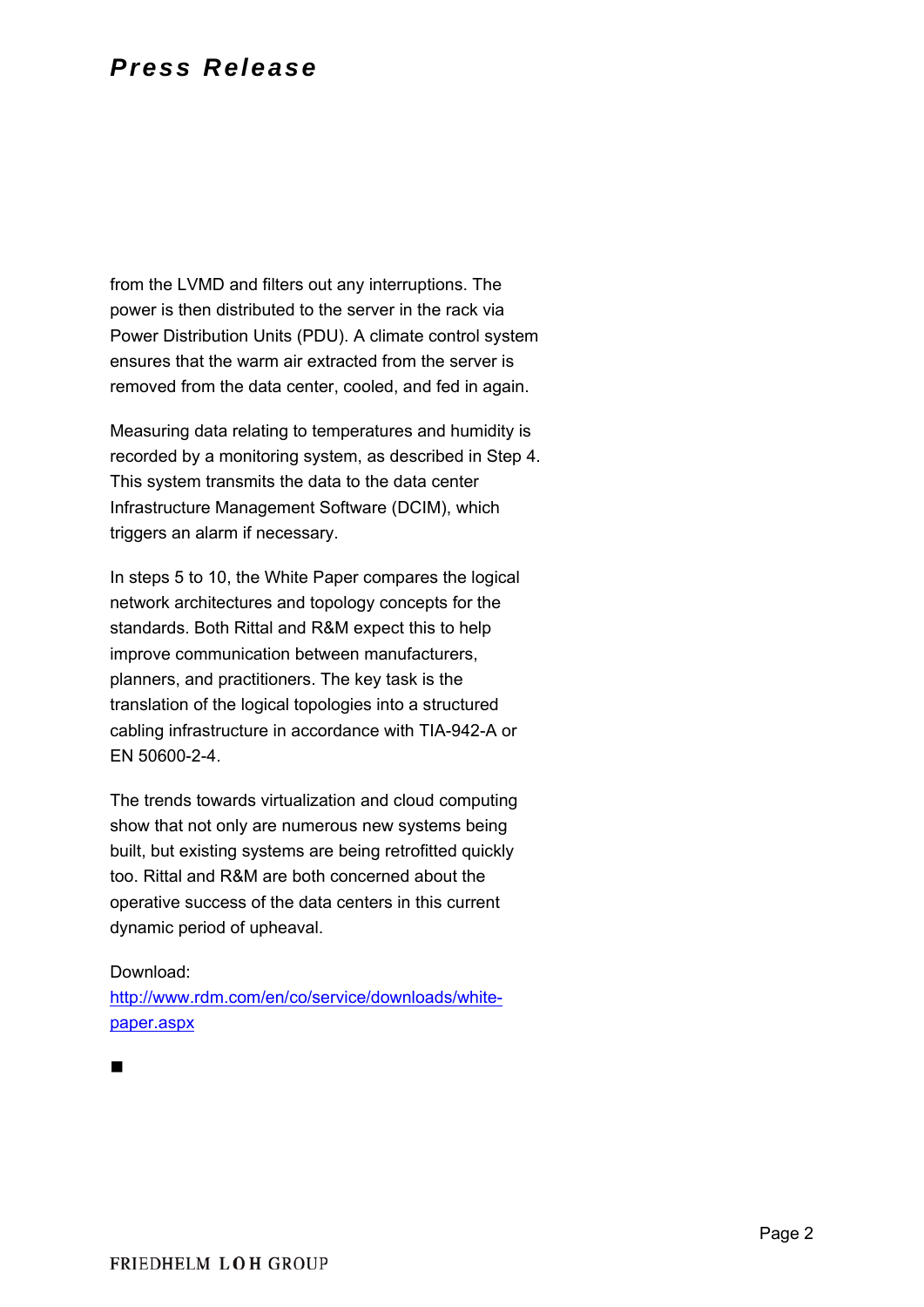from the LVMD and filters out any interruptions. The power is then distributed to the server in the rack via Power Distribution Units (PDU). A climate control system ensures that the warm air extracted from the server is removed from the data center, cooled, and fed in again.

Measuring data relating to temperatures and humidity is recorded by a monitoring system, as described in Step 4. This system transmits the data to the data center Infrastructure Management Software (DCIM), which triggers an alarm if necessary.

In steps 5 to 10, the White Paper compares the logical network architectures and topology concepts for the standards. Both Rittal and R&M expect this to help improve communication between manufacturers, planners, and practitioners. The key task is the translation of the logical topologies into a structured cabling infrastructure in accordance with TIA-942-A or EN 50600-2-4.

The trends towards virtualization and cloud computing show that not only are numerous new systems being built, but existing systems are being retrofitted quickly too. Rittal and R&M are both concerned about the operative success of the data centers in this current dynamic period of upheaval.

Download:
[http://www.rdm.com/en/co/service/downloads/white-paper.aspx](http://www.rdm.com/en/co/service/downloads/white-paper.aspx)

■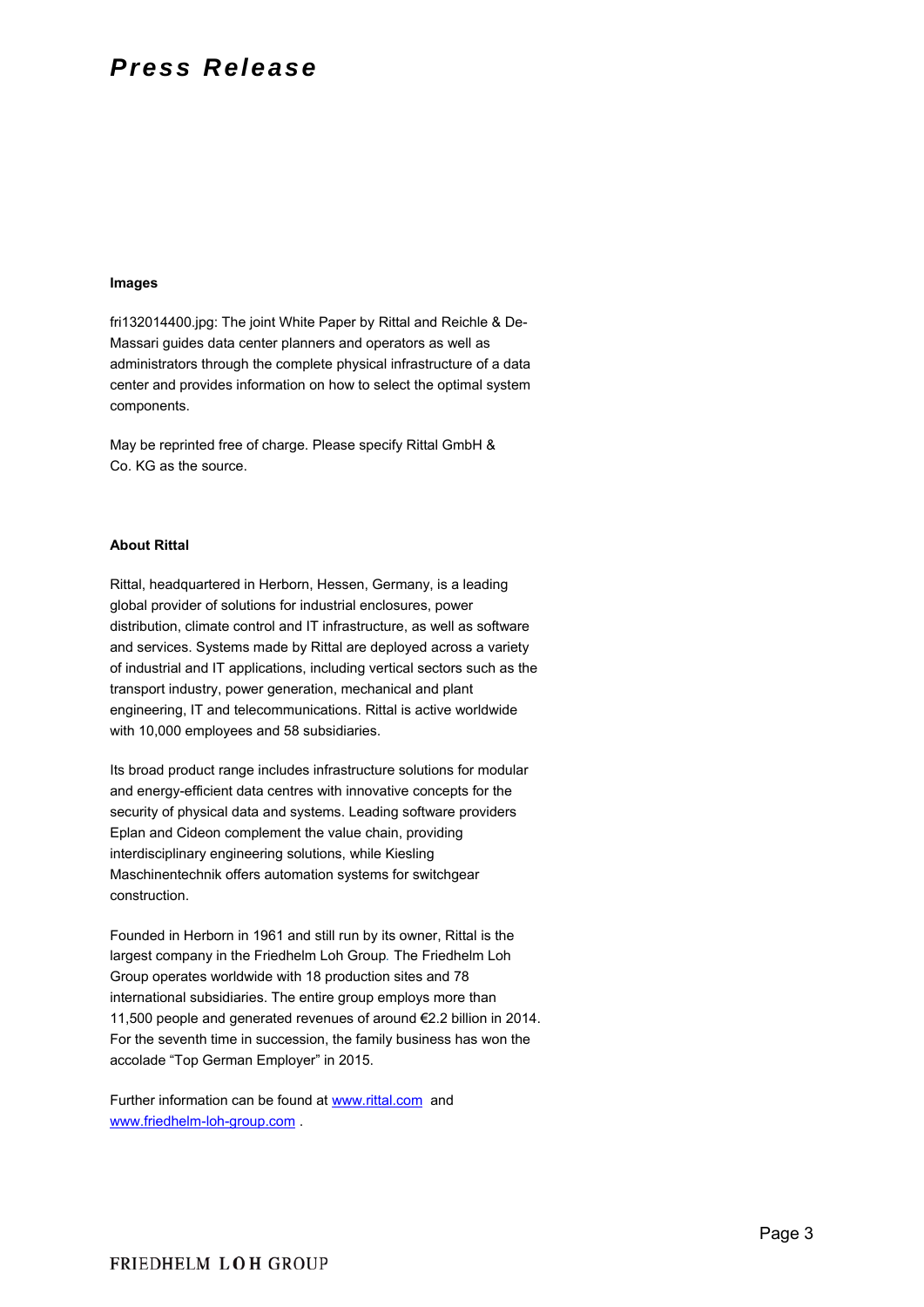**Images**

fri132014400.jpg: The joint White Paper by Rittal and Reichle & De-Massari guides data center planners and operators as well as administrators through the complete physical infrastructure of a data center and provides information on how to select the optimal system components.

May be reprinted free of charge. Please specify Rittal GmbH & Co. KG as the source.

**About Rittal**

Rittal, headquartered in Herborn, Hessen, Germany, is a leading global provider of solutions for industrial enclosures, power distribution, climate control and IT infrastructure, as well as software and services. Systems made by Rittal are deployed across a variety of industrial and IT applications, including vertical sectors such as the transport industry, power generation, mechanical and plant engineering, IT and telecommunications. Rittal is active worldwide with 10,000 employees and 58 subsidiaries.

Its broad product range includes infrastructure solutions for modular and energy-efficient data centres with innovative concepts for the security of physical data and systems. Leading software providers Eplan and Cideon complement the value chain, providing interdisciplinary engineering solutions, while Kiesling Maschinentechnik offers automation systems for switchgear construction.

Founded in Herborn in 1961 and still run by its owner, Rittal is the largest company in the Friedhelm Loh Group. The Friedhelm Loh Group operates worldwide with 18 production sites and 78 international subsidiaries. The entire group employs more than 11,500 people and generated revenues of around €2.2 billion in 2014. For the seventh time in succession, the family business has won the accolade "Top German Employer" in 2015.

Further information can be found at [www.rittal.com](http://www.rittal.com) and [www.friedhelm-loh-group.com](http://www.friedhelm-loh-group.com) .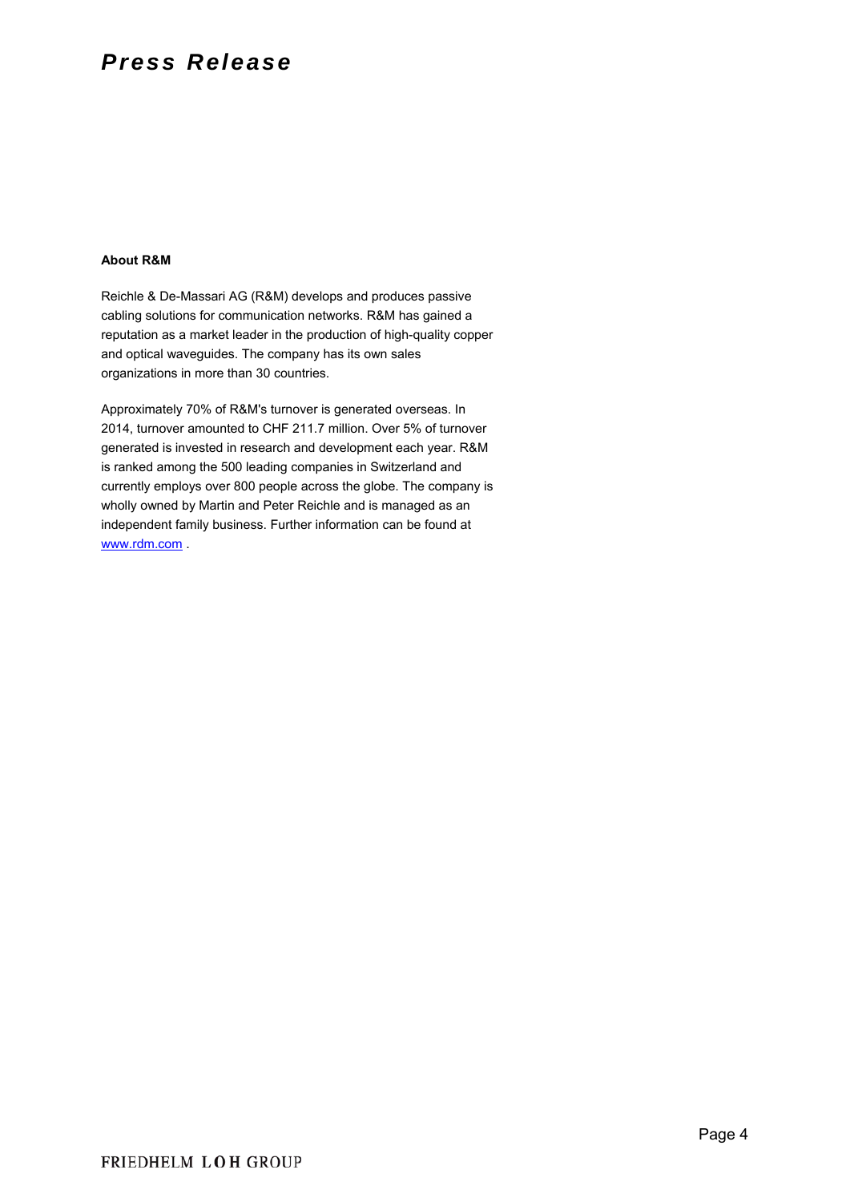**About R&M**

Reichle & De-Massari AG (R&M) develops and produces passive cabling solutions for communication networks. R&M has gained a reputation as a market leader in the production of high-quality copper and optical waveguides. The company has its own sales organizations in more than 30 countries.

Approximately 70% of R&M's turnover is generated overseas. In 2014, turnover amounted to CHF 211.7 million. Over 5% of turnover generated is invested in research and development each year. R&M is ranked among the 500 leading companies in Switzerland and currently employs over 800 people across the globe. The company is wholly owned by Martin and Peter Reichle and is managed as an independent family business. Further information can be found at www.rdm.com .